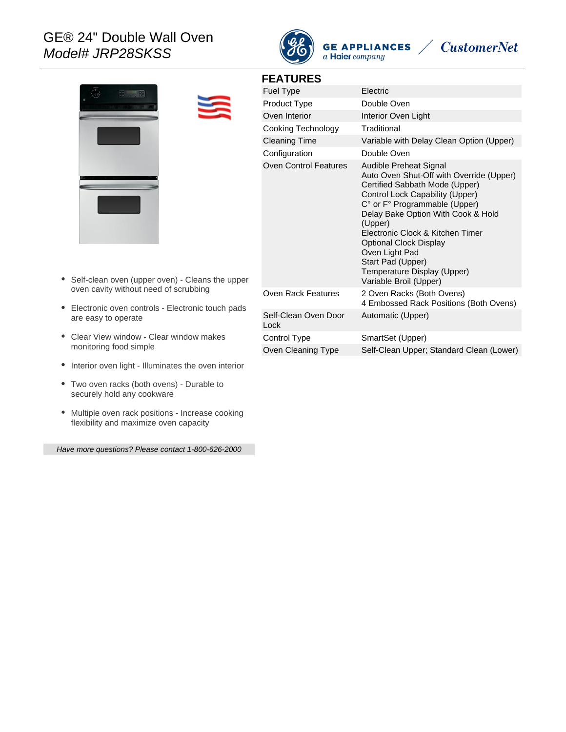# GE® 24" Double Wall Oven

*Model# JRP28SKSS*

GE APPLIANCES *a Haier company* / *CustomerNet*

- Self-clean oven (upper oven) - Cleans the upper oven cavity without need of scrubbing
- Electronic oven controls - Electronic touch pads are easy to operate
- Clear View window - Clear window makes monitoring food simple
- Interior oven light - Illuminates the oven interior
- Two oven racks (both ovens) - Durable to securely hold any cookware
- Multiple oven rack positions - Increase cooking flexibility and maximize oven capacity

*Have more questions? Please contact 1-800-626-2000*

## FEATURES

| | |
|---|---|
| Fuel Type | Electric |
| Product Type | Double Oven |
| Oven Interior | Interior Oven Light |
| Cooking Technology | Traditional |
| Cleaning Time | Variable with Delay Clean Option (Upper) |
| Configuration | Double Oven |
| Oven Control Features | Audible Preheat Signal<br>Auto Oven Shut-Off with Override (Upper)<br>Certified Sabbath Mode (Upper)<br>Control Lock Capability (Upper)<br>C° or F° Programmable (Upper)<br>Delay Bake Option With Cook & Hold (Upper)<br>Electronic Clock & Kitchen Timer<br>Optional Clock Display<br>Oven Light Pad<br>Start Pad (Upper)<br>Temperature Display (Upper)<br>Variable Broil (Upper) |
| Oven Rack Features | 2 Oven Racks (Both Ovens)<br>4 Embossed Rack Positions (Both Ovens) |
| Self-Clean Oven Door Lock | Automatic (Upper) |
| Control Type | SmartSet (Upper) |
| Oven Cleaning Type | Self-Clean Upper; Standard Clean (Lower) |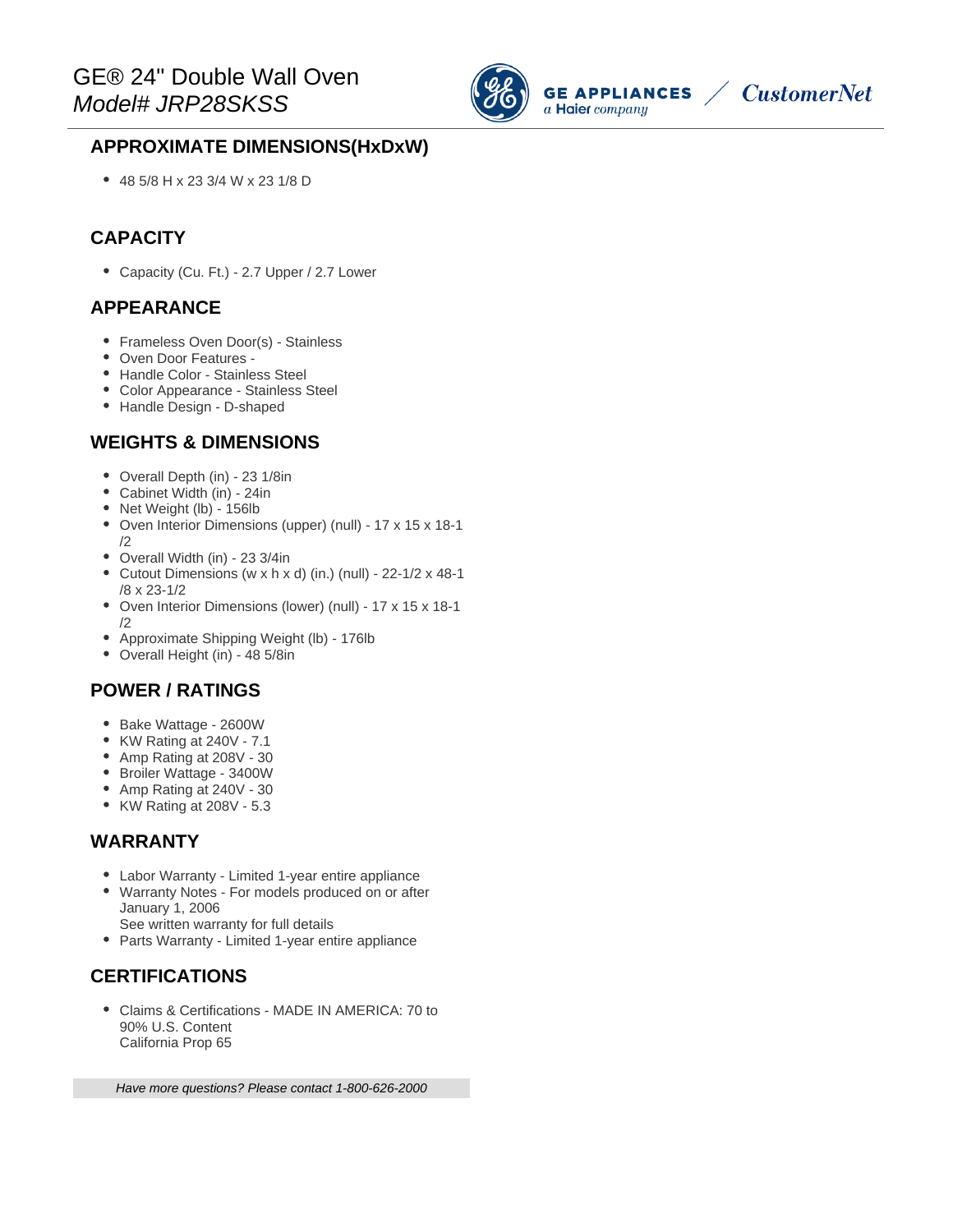# GE® 24" Double Wall Oven
*Model# JRP28SKSS*

## APPROXIMATE DIMENSIONS(HxDxW)

- 48 5/8 H x 23 3/4 W x 23 1/8 D

## CAPACITY

- Capacity (Cu. Ft.) - 2.7 Upper / 2.7 Lower

## APPEARANCE

- Frameless Oven Door(s) - Stainless
- Oven Door Features -
- Handle Color - Stainless Steel
- Color Appearance - Stainless Steel
- Handle Design - D-shaped

## WEIGHTS & DIMENSIONS

- Overall Depth (in) - 23 1/8in
- Cabinet Width (in) - 24in
- Net Weight (lb) - 156lb
- Oven Interior Dimensions (upper) (null) - 17 x 15 x 18-1/2
- Overall Width (in) - 23 3/4in
- Cutout Dimensions (w x h x d) (in.) (null) - 22-1/2 x 48-1/8 x 23-1/2
- Oven Interior Dimensions (lower) (null) - 17 x 15 x 18-1/2
- Approximate Shipping Weight (lb) - 176lb
- Overall Height (in) - 48 5/8in

## POWER / RATINGS

- Bake Wattage - 2600W
- KW Rating at 240V - 7.1
- Amp Rating at 208V - 30
- Broiler Wattage - 3400W
- Amp Rating at 240V - 30
- KW Rating at 208V - 5.3

## WARRANTY

- Labor Warranty - Limited 1-year entire appliance
- Warranty Notes - For models produced on or after January 1, 2006
  See written warranty for full details
- Parts Warranty - Limited 1-year entire appliance

## CERTIFICATIONS

- Claims & Certifications - MADE IN AMERICA: 70 to 90% U.S. Content
  California Prop 65

*Have more questions? Please contact 1-800-626-2000*